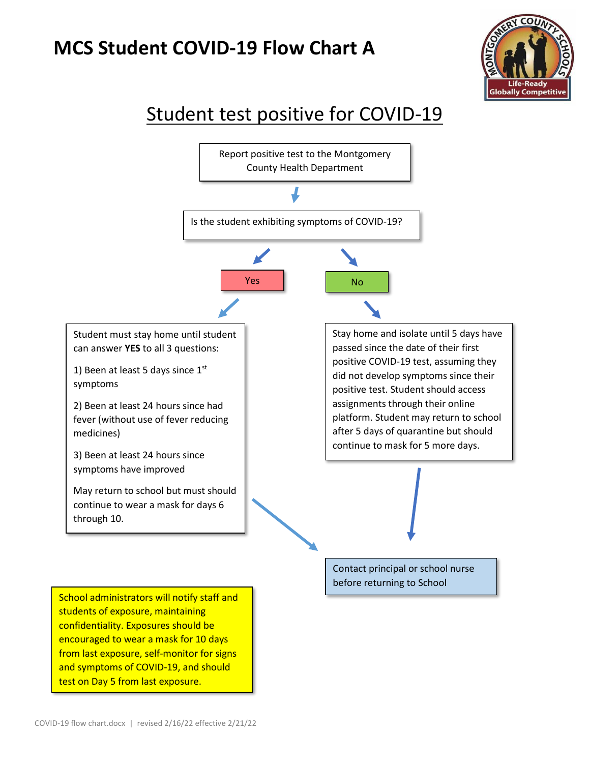# MCS Student COVID-19 Flow Chart A

## Student test positive for COVID-19

Report positive test to the Montgomery County Health Department

Is the student exhibiting symptoms of COVID-19?

**Yes**

Student must stay home until student can answer **YES** to all 3 questions:

1) Been at least 5 days since 1st symptoms

2) Been at least 24 hours since had fever (without use of fever reducing medicines)

3) Been at least 24 hours since symptoms have improved

May return to school but must should continue to wear a mask for days 6 through 10.

**No**

Stay home and isolate until 5 days have passed since the date of their first positive COVID-19 test, assuming they did not develop symptoms since their positive test. Student should access assignments through their online platform. Student may return to school after 5 days of quarantine but should continue to mask for 5 more days.

Contact principal or school nurse before returning to School

School administrators will notify staff and students of exposure, maintaining confidentiality. Exposures should be encouraged to wear a mask for 10 days from last exposure, self-monitor for signs and symptoms of COVID-19, and should test on Day 5 from last exposure.

COVID-19 flow chart.docx | revised 2/16/22 effective 2/21/22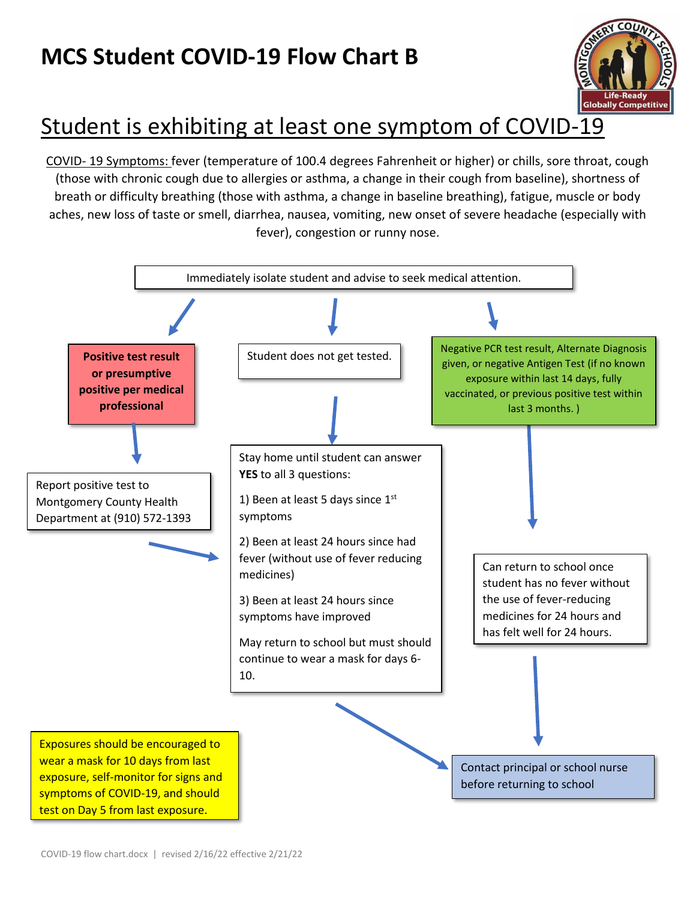# MCS Student COVID-19 Flow Chart B

## Student is exhibiting at least one symptom of COVID-19

COVID- 19 Symptoms: fever (temperature of 100.4 degrees Fahrenheit or higher) or chills, sore throat, cough (those with chronic cough due to allergies or asthma, a change in their cough from baseline), shortness of breath or difficulty breathing (those with asthma, a change in baseline breathing), fatigue, muscle or body aches, new loss of taste or smell, diarrhea, nausea, vomiting, new onset of severe headache (especially with fever), congestion or runny nose.

Immediately isolate student and advise to seek medical attention.

**Positive test result or presumptive positive per medical professional**

Report positive test to Montgomery County Health Department at (910) 572-1393

Student does not get tested.

Stay home until student can answer **YES** to all 3 questions:

1) Been at least 5 days since 1st symptoms

2) Been at least 24 hours since had fever (without use of fever reducing medicines)

3) Been at least 24 hours since symptoms have improved

May return to school but must should continue to wear a mask for days 6-10.

Negative PCR test result, Alternate Diagnosis given, or negative Antigen Test (if no known exposure within last 14 days, fully vaccinated, or previous positive test within last 3 months. )

Can return to school once student has no fever without the use of fever-reducing medicines for 24 hours and has felt well for 24 hours.

Contact principal or school nurse before returning to school

Exposures should be encouraged to wear a mask for 10 days from last exposure, self-monitor for signs and symptoms of COVID-19, and should test on Day 5 from last exposure.

COVID-19 flow chart.docx | revised 2/16/22 effective 2/21/22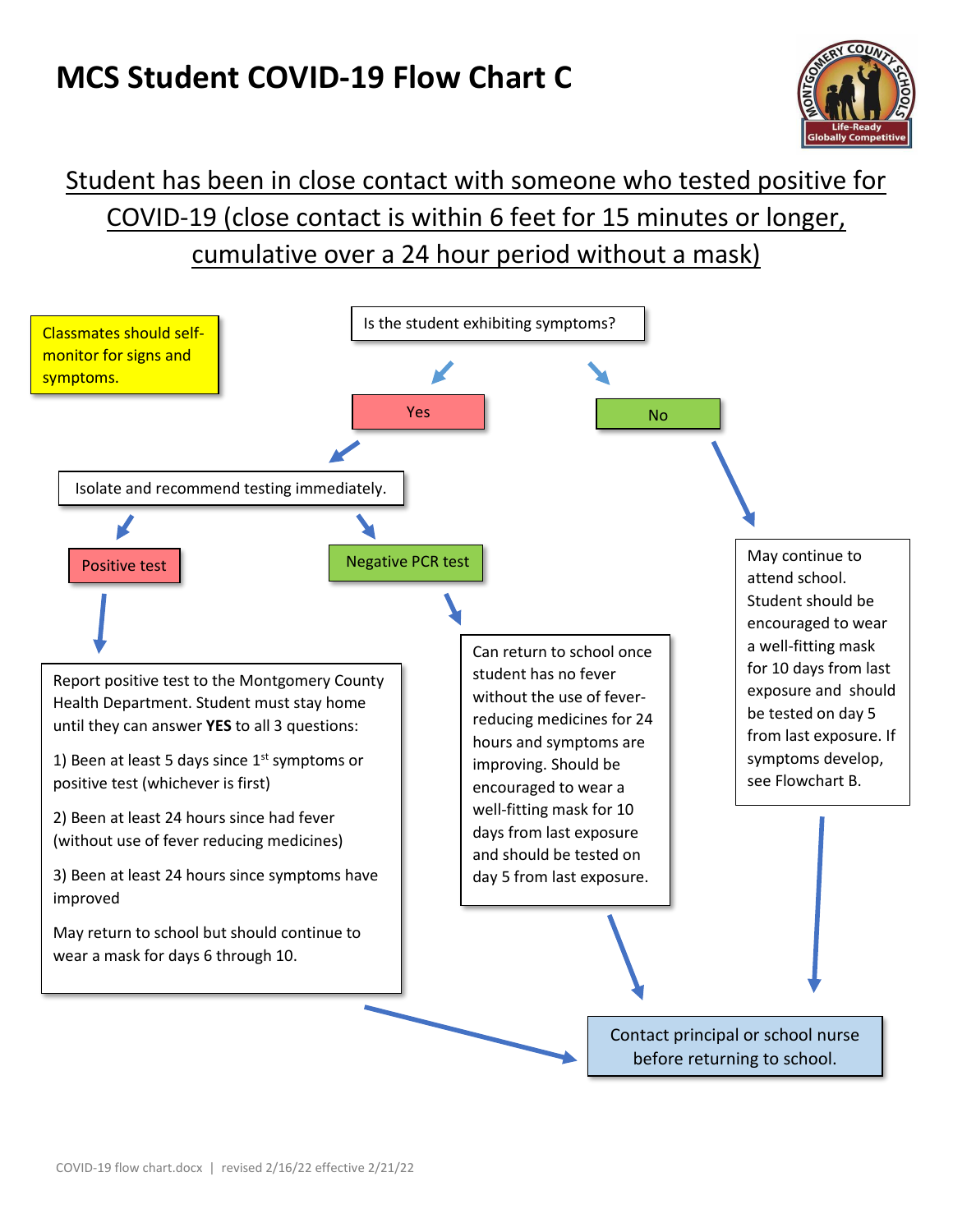# MCS Student COVID-19 Flow Chart C

## Student has been in close contact with someone who tested positive for COVID-19 (close contact is within 6 feet for 15 minutes or longer, cumulative over a 24 hour period without a mask)

Classmates should self-monitor for signs and symptoms.

Is the student exhibiting symptoms?

**Yes**

Isolate and recommend testing immediately.

**Positive test**

Report positive test to the Montgomery County Health Department. Student must stay home until they can answer **YES** to all 3 questions:

1) Been at least 5 days since 1st symptoms or positive test (whichever is first)

2) Been at least 24 hours since had fever (without use of fever reducing medicines)

3) Been at least 24 hours since symptoms have improved

May return to school but should continue to wear a mask for days 6 through 10.

**Negative PCR test**

Can return to school once student has no fever without the use of fever-reducing medicines for 24 hours and symptoms are improving. Should be encouraged to wear a well-fitting mask for 10 days from last exposure and should be tested on day 5 from last exposure.

**No**

May continue to attend school. Student should be encouraged to wear a well-fitting mask for 10 days from last exposure and should be tested on day 5 from last exposure. If symptoms develop, see Flowchart B.

Contact principal or school nurse before returning to school.

COVID-19 flow chart.docx | revised 2/16/22 effective 2/21/22